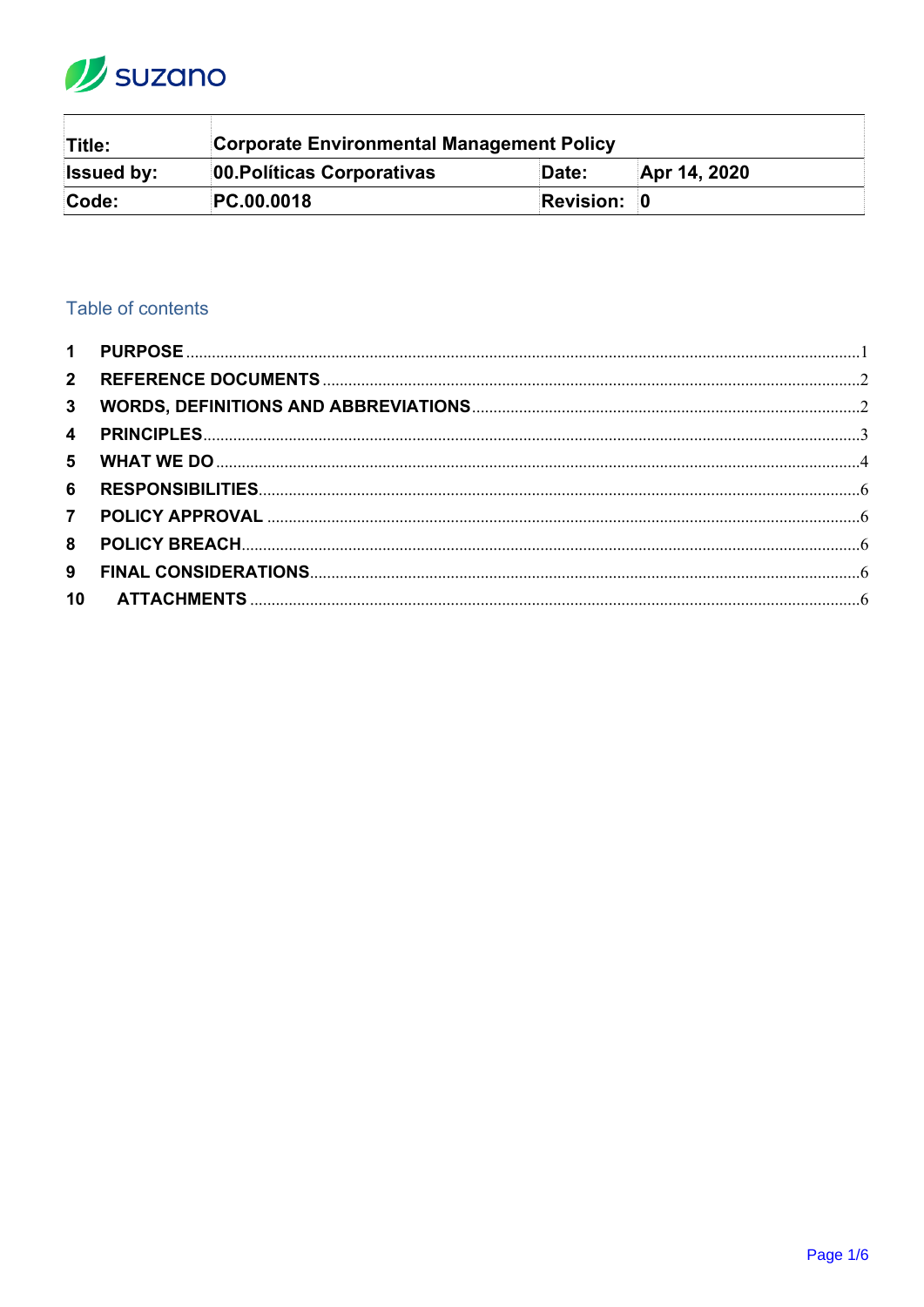| Title: | Corporate Environmental Management Policy | | |
| --- | --- | --- | --- |
| Issued by: | 00.Políticas Corporativas | Date: | Apr 14, 2020 |
| Code: | PC.00.0018 | Revision: | 0 |

## Table of contents

1 PURPOSE ........ 1
2 REFERENCE DOCUMENTS ........ 2
3 WORDS, DEFINITIONS AND ABBREVIATIONS ........ 2
4 PRINCIPLES ........ 3
5 WHAT WE DO ........ 4
6 RESPONSIBILITIES ........ 6
7 POLICY APPROVAL ........ 6
8 POLICY BREACH ........ 6
9 FINAL CONSIDERATIONS ........ 6
10 ATTACHMENTS ........ 6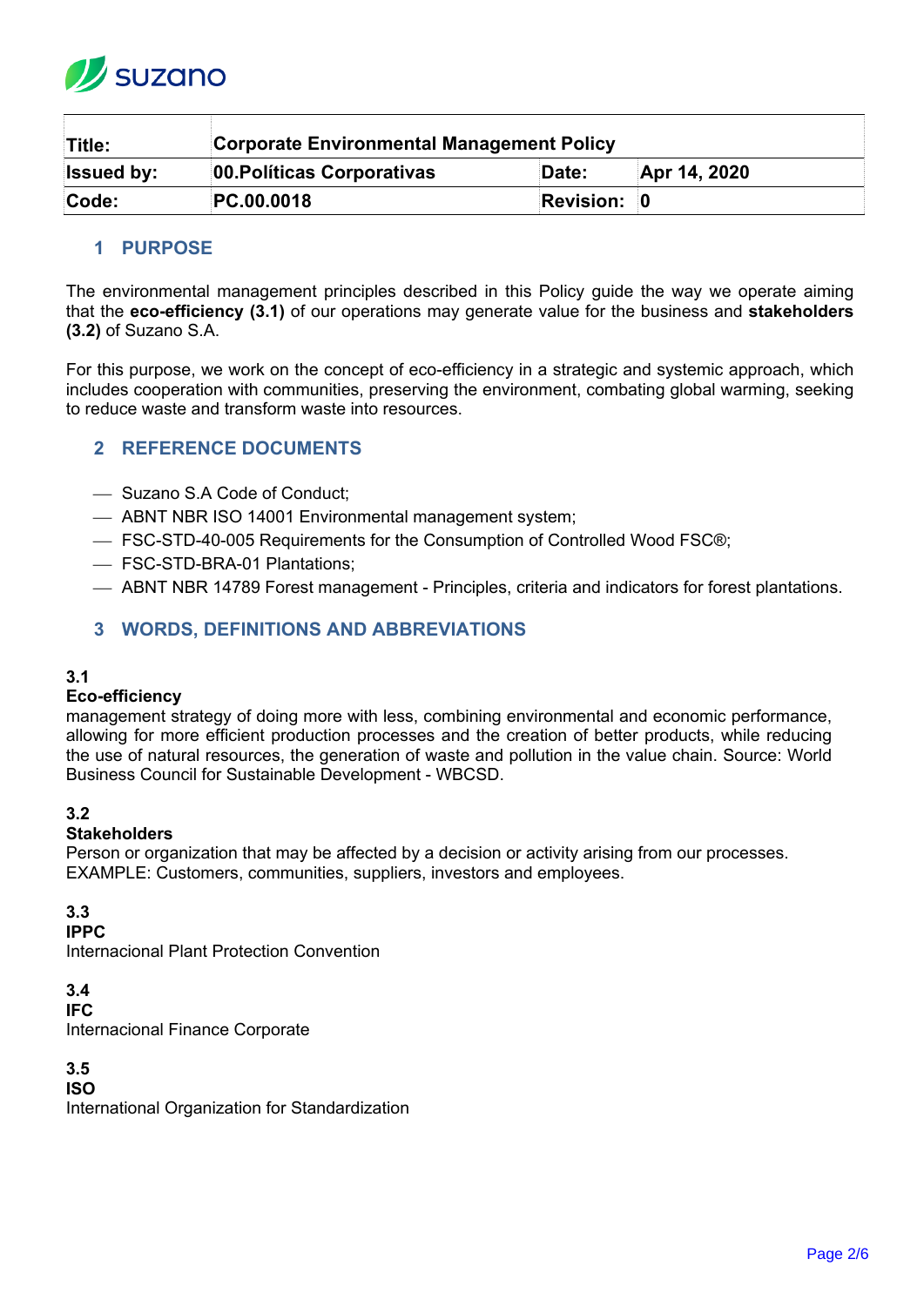| Title: | Corporate Environmental Management Policy | | |
|---|---|---|---|
| Issued by: | 00.Políticas Corporativas | Date: | Apr 14, 2020 |
| Code: | PC.00.0018 | Revision: | 0 |

## 1 PURPOSE

The environmental management principles described in this Policy guide the way we operate aiming that the **eco-efficiency (3.1)** of our operations may generate value for the business and **stakeholders (3.2)** of Suzano S.A.

For this purpose, we work on the concept of eco-efficiency in a strategic and systemic approach, which includes cooperation with communities, preserving the environment, combating global warming, seeking to reduce waste and transform waste into resources.

## 2 REFERENCE DOCUMENTS

- Suzano S.A Code of Conduct;
- ABNT NBR ISO 14001 Environmental management system;
- FSC-STD-40-005 Requirements for the Consumption of Controlled Wood FSC®;
- FSC-STD-BRA-01 Plantations;
- ABNT NBR 14789 Forest management - Principles, criteria and indicators for forest plantations.

## 3 WORDS, DEFINITIONS AND ABBREVIATIONS

**3.1**
**Eco-efficiency**
management strategy of doing more with less, combining environmental and economic performance, allowing for more efficient production processes and the creation of better products, while reducing the use of natural resources, the generation of waste and pollution in the value chain. Source: World Business Council for Sustainable Development - WBCSD.

**3.2**
**Stakeholders**
Person or organization that may be affected by a decision or activity arising from our processes. EXAMPLE: Customers, communities, suppliers, investors and employees.

**3.3**
**IPPC**
Internacional Plant Protection Convention

**3.4**
**IFC**
Internacional Finance Corporate

**3.5**
**ISO**
International Organization for Standardization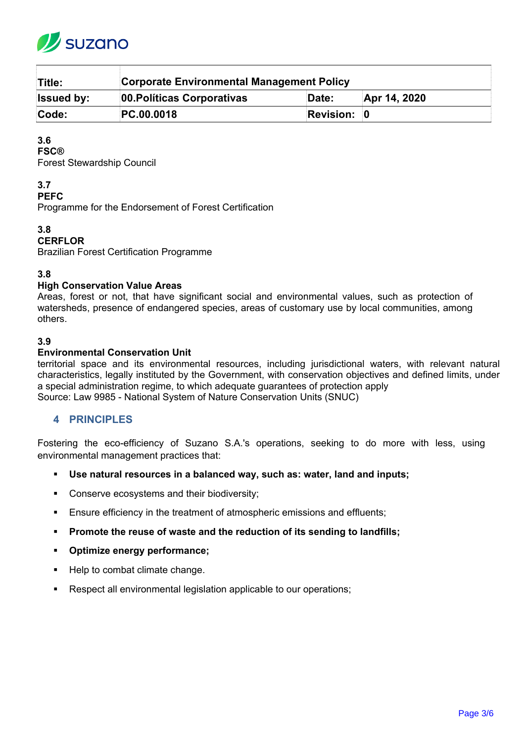**3.6**
**FSC®**
Forest Stewardship Council

**3.7**
**PEFC**
Programme for the Endorsement of Forest Certification

**3.8**
**CERFLOR**
Brazilian Forest Certification Programme

**3.8**
**High Conservation Value Areas**
Areas, forest or not, that have significant social and environmental values, such as protection of watersheds, presence of endangered species, areas of customary use by local communities, among others.

**3.9**
**Environmental Conservation Unit**
territorial space and its environmental resources, including jurisdictional waters, with relevant natural characteristics, legally instituted by the Government, with conservation objectives and defined limits, under a special administration regime, to which adequate guarantees of protection apply
Source: Law 9985 - National System of Nature Conservation Units (SNUC)

## 4 PRINCIPLES

Fostering the eco-efficiency of Suzano S.A.'s operations, seeking to do more with less, using environmental management practices that:

- **Use natural resources in a balanced way, such as: water, land and inputs;**
- Conserve ecosystems and their biodiversity;
- Ensure efficiency in the treatment of atmospheric emissions and effluents;
- **Promote the reuse of waste and the reduction of its sending to landfills;**
- **Optimize energy performance;**
- Help to combat climate change.
- Respect all environmental legislation applicable to our operations;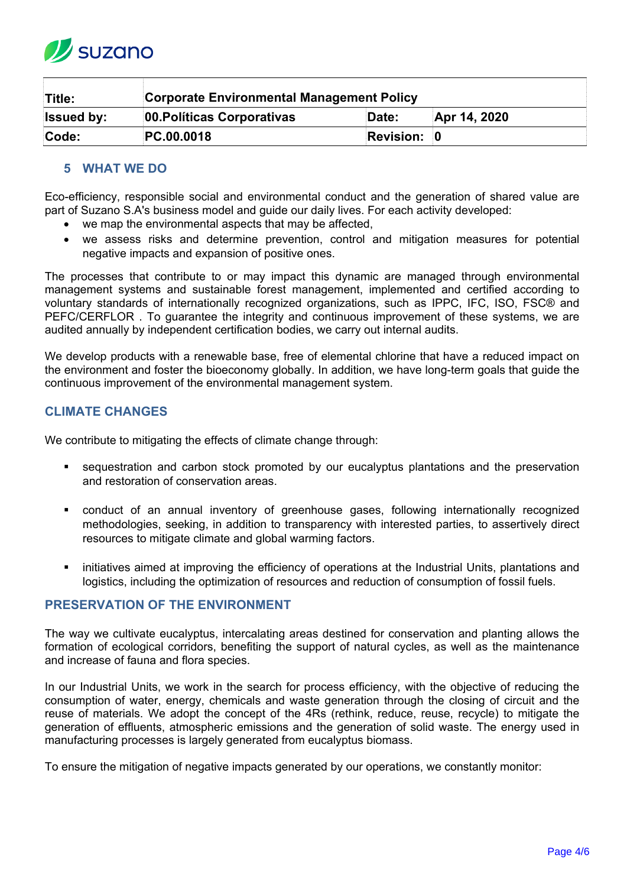| Title: | Corporate Environmental Management Policy | | |
|---|---|---|---|
| Issued by: | 00.Políticas Corporativas | Date: | Apr 14, 2020 |
| Code: | PC.00.0018 | Revision: | 0 |

## 5 WHAT WE DO

Eco-efficiency, responsible social and environmental conduct and the generation of shared value are part of Suzano S.A's business model and guide our daily lives. For each activity developed:

- we map the environmental aspects that may be affected,
- we assess risks and determine prevention, control and mitigation measures for potential negative impacts and expansion of positive ones.

The processes that contribute to or may impact this dynamic are managed through environmental management systems and sustainable forest management, implemented and certified according to voluntary standards of internationally recognized organizations, such as IPPC, IFC, ISO, FSC® and PEFC/CERFLOR . To guarantee the integrity and continuous improvement of these systems, we are audited annually by independent certification bodies, we carry out internal audits.

We develop products with a renewable base, free of elemental chlorine that have a reduced impact on the environment and foster the bioeconomy globally. In addition, we have long-term goals that guide the continuous improvement of the environmental management system.

### CLIMATE CHANGES

We contribute to mitigating the effects of climate change through:

- sequestration and carbon stock promoted by our eucalyptus plantations and the preservation and restoration of conservation areas.
- conduct of an annual inventory of greenhouse gases, following internationally recognized methodologies, seeking, in addition to transparency with interested parties, to assertively direct resources to mitigate climate and global warming factors.
- initiatives aimed at improving the efficiency of operations at the Industrial Units, plantations and logistics, including the optimization of resources and reduction of consumption of fossil fuels.

### PRESERVATION OF THE ENVIRONMENT

The way we cultivate eucalyptus, intercalating areas destined for conservation and planting allows the formation of ecological corridors, benefiting the support of natural cycles, as well as the maintenance and increase of fauna and flora species.

In our Industrial Units, we work in the search for process efficiency, with the objective of reducing the consumption of water, energy, chemicals and waste generation through the closing of circuit and the reuse of materials. We adopt the concept of the 4Rs (rethink, reduce, reuse, recycle) to mitigate the generation of effluents, atmospheric emissions and the generation of solid waste. The energy used in manufacturing processes is largely generated from eucalyptus biomass.

To ensure the mitigation of negative impacts generated by our operations, we constantly monitor: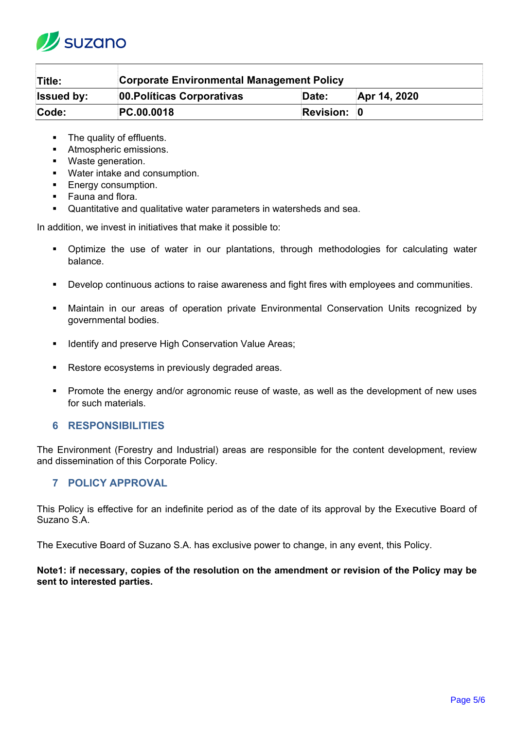- The quality of effluents.
- Atmospheric emissions.
- Waste generation.
- Water intake and consumption.
- Energy consumption.
- Fauna and flora.
- Quantitative and qualitative water parameters in watersheds and sea.

In addition, we invest in initiatives that make it possible to:

- Optimize the use of water in our plantations, through methodologies for calculating water balance.
- Develop continuous actions to raise awareness and fight fires with employees and communities.
- Maintain in our areas of operation private Environmental Conservation Units recognized by governmental bodies.
- Identify and preserve High Conservation Value Areas;
- Restore ecosystems in previously degraded areas.
- Promote the energy and/or agronomic reuse of waste, as well as the development of new uses for such materials.

## 6 RESPONSIBILITIES

The Environment (Forestry and Industrial) areas are responsible for the content development, review and dissemination of this Corporate Policy.

## 7 POLICY APPROVAL

This Policy is effective for an indefinite period as of the date of its approval by the Executive Board of Suzano S.A.

The Executive Board of Suzano S.A. has exclusive power to change, in any event, this Policy.

**Note1: if necessary, copies of the resolution on the amendment or revision of the Policy may be sent to interested parties.**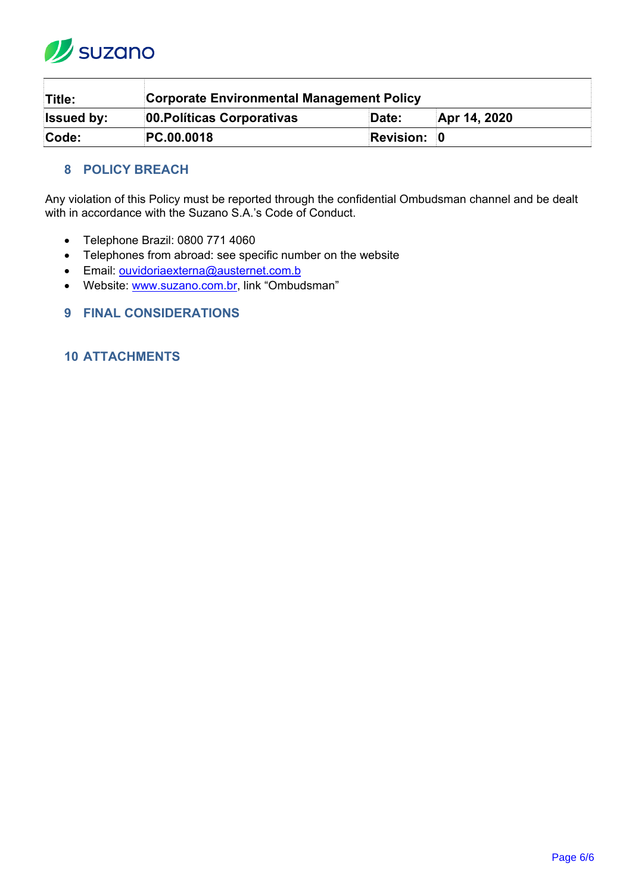| | | | |
|---|---|---|---|
| **Title:** | **Corporate Environmental Management Policy** | | |
| **Issued by:** | **00.Políticas Corporativas** | **Date:** | **Apr 14, 2020** |
| **Code:** | **PC.00.0018** | **Revision:** | **0** |

## 8 POLICY BREACH

Any violation of this Policy must be reported through the confidential Ombudsman channel and be dealt with in accordance with the Suzano S.A.'s Code of Conduct.

- Telephone Brazil: 0800 771 4060
- Telephones from abroad: see specific number on the website
- Email: ouvidoriaexterna@austernet.com.b
- Website: www.suzano.com.br, link "Ombudsman"

## 9 FINAL CONSIDERATIONS

## 10 ATTACHMENTS